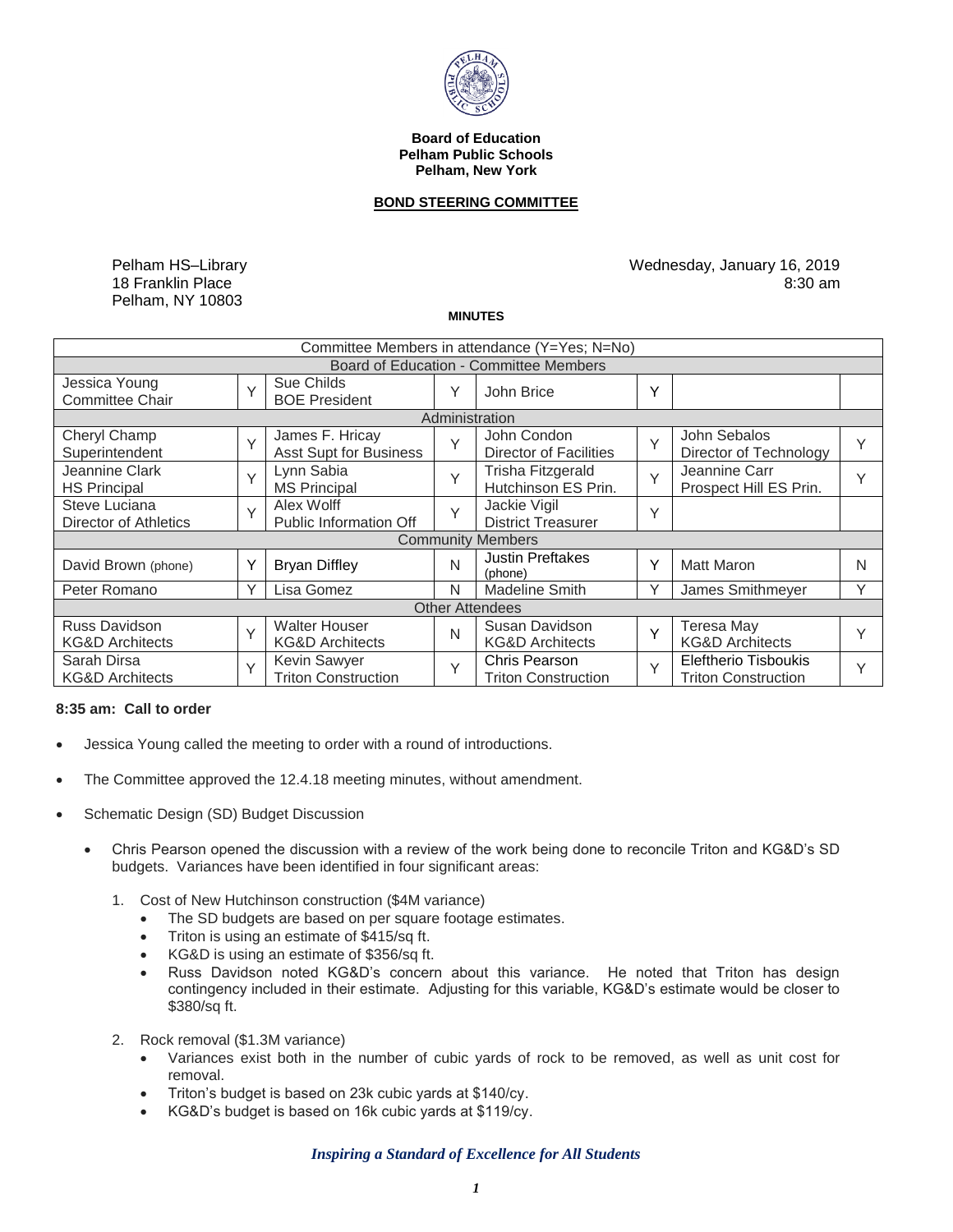**Board of Education**
**Pelham Public Schools**
**Pelham, New York**

**BOND STEERING COMMITTEE**

Pelham HS–Library
18 Franklin Place
Pelham, NY 10803

Wednesday, January 16, 2019
8:30 am

**MINUTES**

| Committee Members in attendance (Y=Yes; N=No) | | | | | | | |
|---|---|---|---|---|---|---|---|
| Board of Education - Committee Members | | | | | | | |
| Jessica Young Committee Chair | Y | Sue Childs BOE President | Y | John Brice | Y | | |
| Administration | | | | | | | |
| Cheryl Champ Superintendent | Y | James F. Hricay Asst Supt for Business | Y | John Condon Director of Facilities | Y | John Sebalos Director of Technology | Y |
| Jeannine Clark HS Principal | Y | Lynn Sabia MS Principal | Y | Trisha Fitzgerald Hutchinson ES Prin. | Y | Jeannine Carr Prospect Hill ES Prin. | Y |
| Steve Luciana Director of Athletics | Y | Alex Wolff Public Information Off | Y | Jackie Vigil District Treasurer | Y | | |
| Community Members | | | | | | | |
| David Brown (phone) | Y | Bryan Diffley | N | Justin Preftakes (phone) | Y | Matt Maron | N |
| Peter Romano | Y | Lisa Gomez | N | Madeline Smith | Y | James Smithmeyer | Y |
| Other Attendees | | | | | | | |
| Russ Davidson KG&D Architects | Y | Walter Houser KG&D Architects | N | Susan Davidson KG&D Architects | Y | Teresa May KG&D Architects | Y |
| Sarah Dirsa KG&D Architects | Y | Kevin Sawyer Triton Construction | Y | Chris Pearson Triton Construction | Y | Eleftherio Tisboukis Triton Construction | Y |

**8:35 am: Call to order**

- Jessica Young called the meeting to order with a round of introductions.
- The Committee approved the 12.4.18 meeting minutes, without amendment.
- Schematic Design (SD) Budget Discussion
  - Chris Pearson opened the discussion with a review of the work being done to reconcile Triton and KG&D's SD budgets. Variances have been identified in four significant areas:
    1. Cost of New Hutchinson construction ($4M variance)
       - The SD budgets are based on per square footage estimates.
       - Triton is using an estimate of $415/sq ft.
       - KG&D is using an estimate of $356/sq ft.
       - Russ Davidson noted KG&D's concern about this variance. He noted that Triton has design contingency included in their estimate. Adjusting for this variable, KG&D's estimate would be closer to $380/sq ft.
    2. Rock removal ($1.3M variance)
       - Variances exist both in the number of cubic yards of rock to be removed, as well as unit cost for removal.
       - Triton's budget is based on 23k cubic yards at $140/cy.
       - KG&D's budget is based on 16k cubic yards at $119/cy.

*Inspiring a Standard of Excellence for All Students*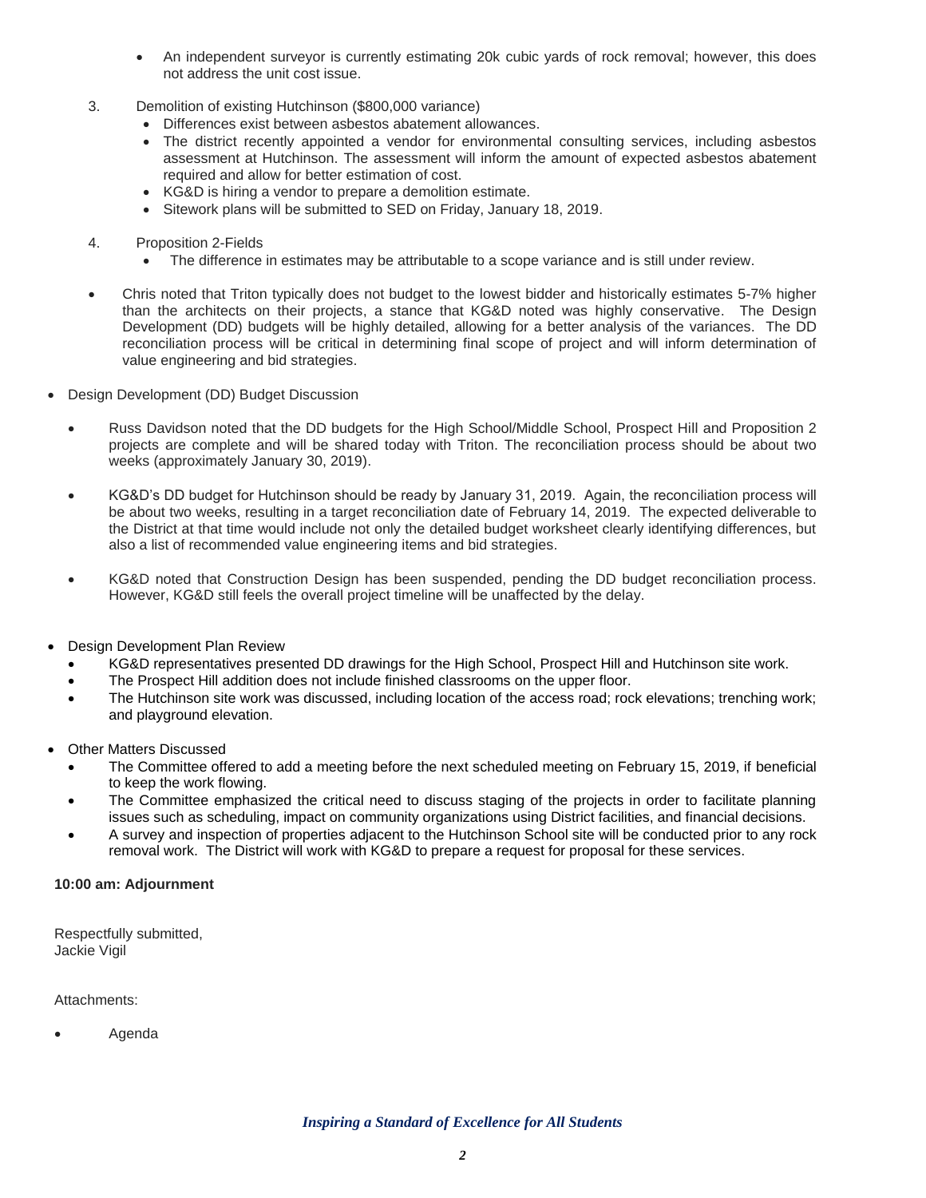- An independent surveyor is currently estimating 20k cubic yards of rock removal; however, this does not address the unit cost issue.

3. Demolition of existing Hutchinson ($800,000 variance)
   - Differences exist between asbestos abatement allowances.
   - The district recently appointed a vendor for environmental consulting services, including asbestos assessment at Hutchinson. The assessment will inform the amount of expected asbestos abatement required and allow for better estimation of cost.
   - KG&D is hiring a vendor to prepare a demolition estimate.
   - Sitework plans will be submitted to SED on Friday, January 18, 2019.

4. Proposition 2-Fields
   - The difference in estimates may be attributable to a scope variance and is still under review.

- Chris noted that Triton typically does not budget to the lowest bidder and historically estimates 5-7% higher than the architects on their projects, a stance that KG&D noted was highly conservative. The Design Development (DD) budgets will be highly detailed, allowing for a better analysis of the variances. The DD reconciliation process will be critical in determining final scope of project and will inform determination of value engineering and bid strategies.

- Design Development (DD) Budget Discussion
  - Russ Davidson noted that the DD budgets for the High School/Middle School, Prospect Hill and Proposition 2 projects are complete and will be shared today with Triton. The reconciliation process should be about two weeks (approximately January 30, 2019).
  - KG&D's DD budget for Hutchinson should be ready by January 31, 2019. Again, the reconciliation process will be about two weeks, resulting in a target reconciliation date of February 14, 2019. The expected deliverable to the District at that time would include not only the detailed budget worksheet clearly identifying differences, but also a list of recommended value engineering items and bid strategies.
  - KG&D noted that Construction Design has been suspended, pending the DD budget reconciliation process. However, KG&D still feels the overall project timeline will be unaffected by the delay.

- Design Development Plan Review
  - KG&D representatives presented DD drawings for the High School, Prospect Hill and Hutchinson site work.
  - The Prospect Hill addition does not include finished classrooms on the upper floor.
  - The Hutchinson site work was discussed, including location of the access road; rock elevations; trenching work; and playground elevation.

- Other Matters Discussed
  - The Committee offered to add a meeting before the next scheduled meeting on February 15, 2019, if beneficial to keep the work flowing.
  - The Committee emphasized the critical need to discuss staging of the projects in order to facilitate planning issues such as scheduling, impact on community organizations using District facilities, and financial decisions.
  - A survey and inspection of properties adjacent to the Hutchinson School site will be conducted prior to any rock removal work. The District will work with KG&D to prepare a request for proposal for these services.

**10:00 am: Adjournment**

Respectfully submitted,
Jackie Vigil

Attachments:

- Agenda

***Inspiring a Standard of Excellence for All Students***